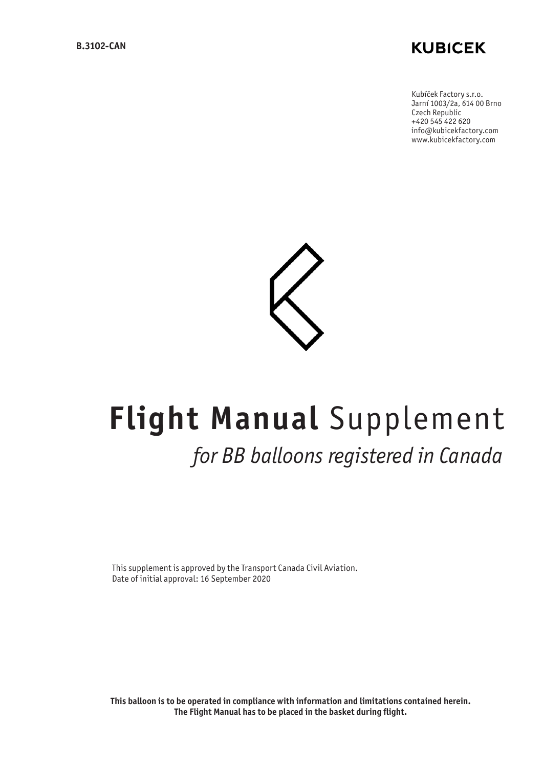B.3102-CAN

KUBICEK

Kubíček Factory s.r.o.
Jarní 1003/2a, 614 00 Brno
Czech Republic
+420 545 422 620
info@kubicekfactory.com
www.kubicekfactory.com

# **Flight Manual** Supplement

## *for BB balloons registered in Canada*

This supplement is approved by the Transport Canada Civil Aviation.
Date of initial approval: 16 September 2020

**This balloon is to be operated in compliance with information and limitations contained herein.**
**The Flight Manual has to be placed in the basket during flight.**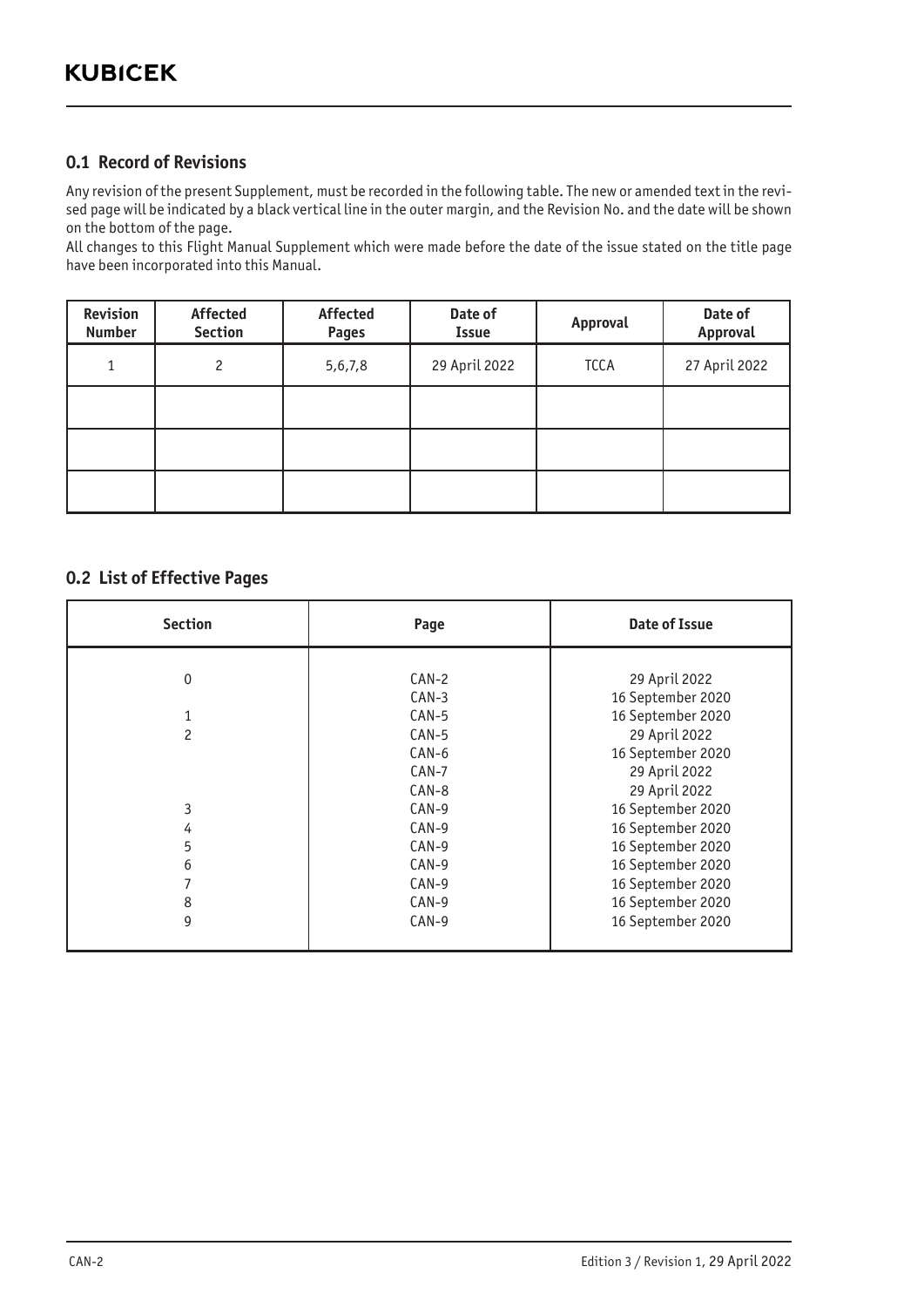## 0.1 Record of Revisions

Any revision of the present Supplement, must be recorded in the following table. The new or amended text in the revised page will be indicated by a black vertical line in the outer margin, and the Revision No. and the date will be shown on the bottom of the page.

All changes to this Flight Manual Supplement which were made before the date of the issue stated on the title page have been incorporated into this Manual.

| Revision Number | Affected Section | Affected Pages | Date of Issue | Approval | Date of Approval |
|---|---|---|---|---|---|
| 1 | 2 | 5,6,7,8 | 29 April 2022 | TCCA | 27 April 2022 |
| | | | | | |
| | | | | | |
| | | | | | |

## 0.2 List of Effective Pages

| Section | Page | Date of Issue |
|---|---|---|
| 0 | CAN-2 | 29 April 2022 |
| | CAN-3 | 16 September 2020 |
| 1 | CAN-5 | 16 September 2020 |
| 2 | CAN-5 | 29 April 2022 |
| | CAN-6 | 16 September 2020 |
| | CAN-7 | 29 April 2022 |
| | CAN-8 | 29 April 2022 |
| 3 | CAN-9 | 16 September 2020 |
| 4 | CAN-9 | 16 September 2020 |
| 5 | CAN-9 | 16 September 2020 |
| 6 | CAN-9 | 16 September 2020 |
| 7 | CAN-9 | 16 September 2020 |
| 8 | CAN-9 | 16 September 2020 |
| 9 | CAN-9 | 16 September 2020 |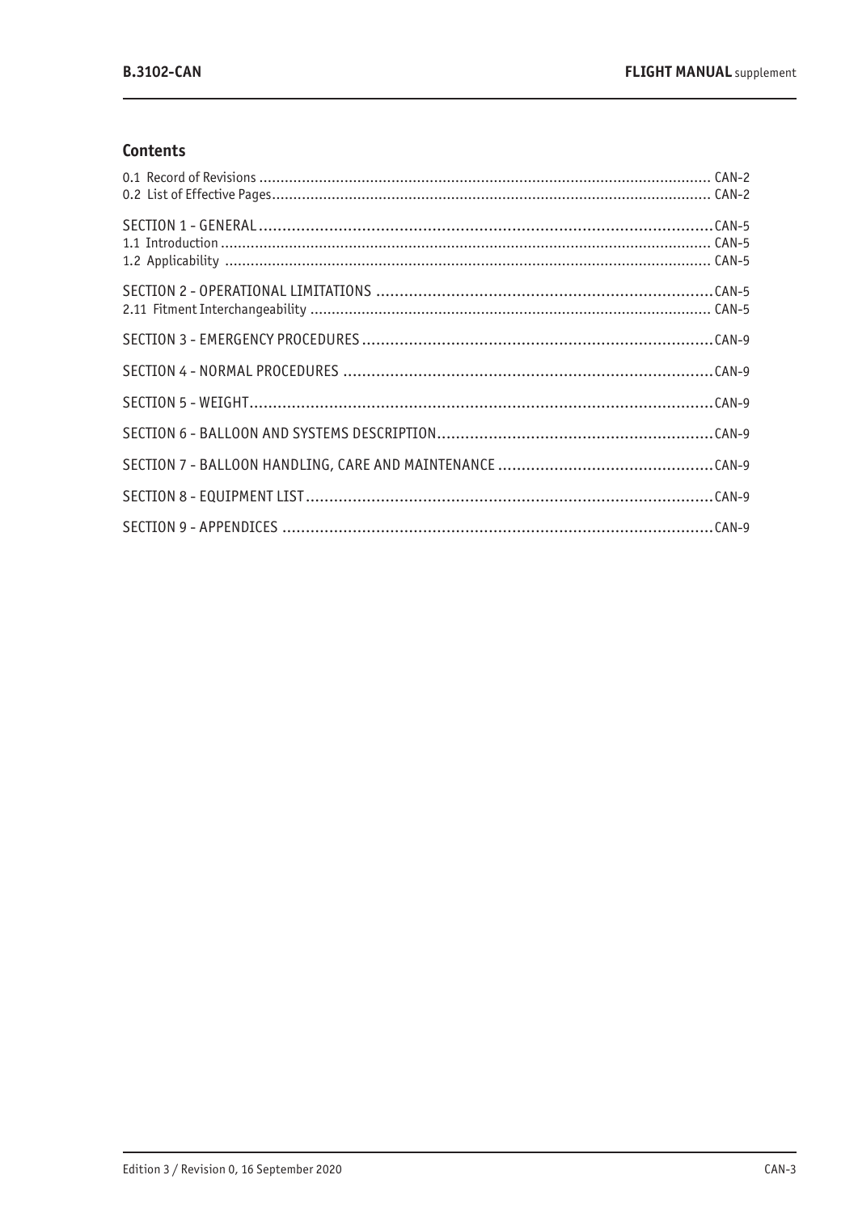## Contents

| | |
|---|---|
| 0.1 Record of Revisions | CAN-2 |
| 0.2 List of Effective Pages | CAN-2 |
| SECTION 1 - GENERAL | CAN-5 |
| 1.1 Introduction | CAN-5 |
| 1.2 Applicability | CAN-5 |
| SECTION 2 - OPERATIONAL LIMITATIONS | CAN-5 |
| 2.11 Fitment Interchangeability | CAN-5 |
| SECTION 3 - EMERGENCY PROCEDURES | CAN-9 |
| SECTION 4 - NORMAL PROCEDURES | CAN-9 |
| SECTION 5 - WEIGHT | CAN-9 |
| SECTION 6 - BALLOON AND SYSTEMS DESCRIPTION | CAN-9 |
| SECTION 7 - BALLOON HANDLING, CARE AND MAINTENANCE | CAN-9 |
| SECTION 8 - EQUIPMENT LIST | CAN-9 |
| SECTION 9 - APPENDICES | CAN-9 |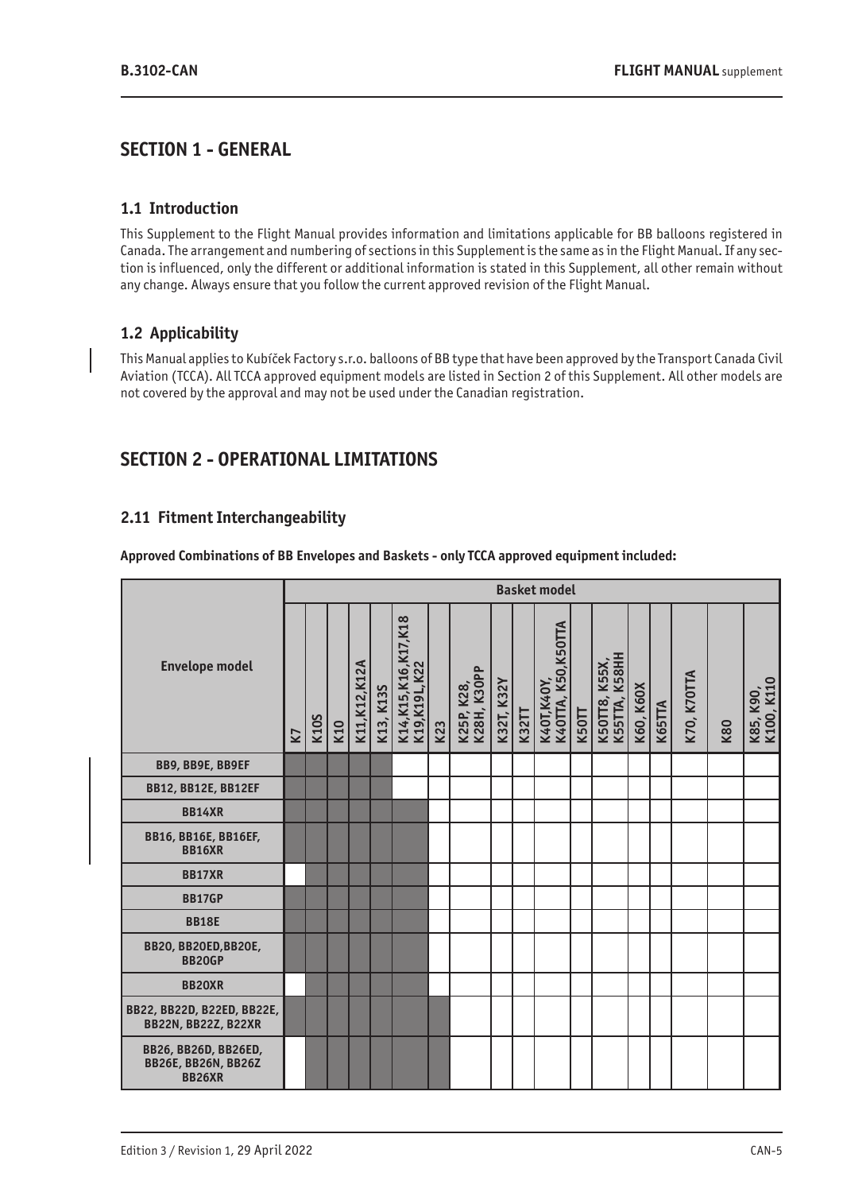## SECTION 1 - GENERAL

### 1.1 Introduction

This Supplement to the Flight Manual provides information and limitations applicable for BB balloons registered in Canada. The arrangement and numbering of sections in this Supplement is the same as in the Flight Manual. If any section is influenced, only the different or additional information is stated in this Supplement, all other remain without any change. Always ensure that you follow the current approved revision of the Flight Manual.

### 1.2 Applicability

This Manual applies to Kubíček Factory s.r.o. balloons of BB type that have been approved by the Transport Canada Civil Aviation (TCCA). All TCCA approved equipment models are listed in Section 2 of this Supplement. All other models are not covered by the approval and may not be used under the Canadian registration.

## SECTION 2 - OPERATIONAL LIMITATIONS

### 2.11 Fitment Interchangeability

**Approved Combinations of BB Envelopes and Baskets - only TCCA approved equipment included:**

| Envelope model | Basket model | | | | | | | | | | | | | | | | | | |
|---|---|---|---|---|---|---|---|---|---|---|---|---|---|---|---|---|---|---|---|
| | K7 | K10S | K10 | K11,K12,K12A | K13, K13S | K14,K15,K16,K17,K18 K19,K19L,K22 | K23 | K25P, K28, K28H, K30PP | K32T, K32Y | K32TT | K40T,K40Y, K40TTA, K50,K50TTA | K50TT | K50TT8, K55X, K55TTA, K58HH | K60, K60X | K65TTA | K70, K70TTA | K80 | K85, K90, K100, K110 |
| BB9, BB9E, BB9EF | ■ | ■ | ■ | ■ | ■ | | | | | | | | | | | | | |
| BB12, BB12E, BB12EF | ■ | ■ | ■ | ■ | ■ | | | | | | | | | | | | | |
| BB14XR | ■ | ■ | ■ | ■ | ■ | ■ | | | | | | | | | | | | |
| BB16, BB16E, BB16EF, BB16XR | ■ | ■ | ■ | ■ | ■ | ■ | | | | | | | | | | | | |
| BB17XR | | ■ | ■ | ■ | ■ | ■ | | | | | | | | | | | | |
| BB17GP | ■ | ■ | ■ | ■ | ■ | ■ | | | | | | | | | | | | |
| BB18E | ■ | ■ | ■ | ■ | ■ | ■ | | | | | | | | | | | | |
| BB20, BB20ED,BB20E, BB20GP | ■ | ■ | ■ | ■ | ■ | ■ | | | | | | | | | | | | |
| BB20XR | | ■ | ■ | ■ | ■ | ■ | | | | | | | | | | | | |
| BB22, BB22D, B22ED, BB22E, BB22N, BB22Z, B22XR | ■ | ■ | ■ | ■ | ■ | ■ | ■ | | | | | | | | | | | |
| BB26, BB26D, BB26ED, BB26E, BB26N, BB26Z BB26XR | | ■ | ■ | ■ | ■ | ■ | ■ | | | | | | | | | | | |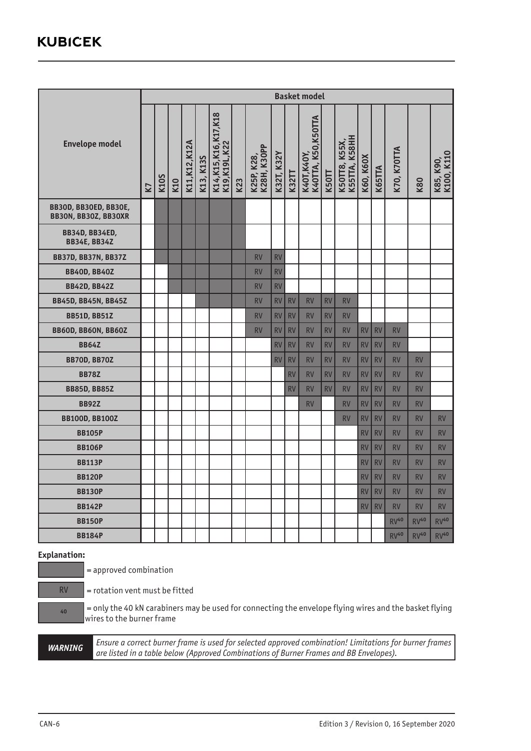| Envelope model | Basket model | | | | | | | | | | | | | | | | |
|---|---|---|---|---|---|---|---|---|---|---|---|---|---|---|---|---|---|
| | K7 | K10S | K10 | K11, K12, K12A | K13, K13S | K14, K15, K16, K17, K18 K19, K19L, K22 | K23 | K25P, K28, K28H, K30PP | K32T, K32Y | K32TT | K40T, K40Y, K40TTA, K50, K50TTA | K50TT | K50TT8, K55X, K55TTA, K58HH | K60, K60X | K65TTA | K70, K70TTA | K80 | K85, K90, K100, K110 |
| BB30D, BB30ED, BB30E, BB30N, BB30Z, BB30XR | | ■ | ■ | ■ | ■ | ■ | ■ | | | | | | | | | | | |
| BB34D, BB34ED, BB34E, BB34Z | | ■ | ■ | ■ | ■ | ■ | ■ | | | | | | | | | | | |
| BB37D, BB37N, BB37Z | | ■ | ■ | ■ | ■ | ■ | ■ | RV | RV | | | | | | | | | |
| BB40D, BB40Z | | | ■ | ■ | ■ | ■ | ■ | RV | RV | | | | | | | | | |
| BB42D, BB42Z | | | ■ | ■ | ■ | ■ | ■ | RV | RV | | | | | | | | | |
| BB45D, BB45N, BB45Z | | | | | ■ | ■ | ■ | RV | RV | RV | RV | RV | RV | | | | | |
| BB51D, BB51Z | | | | | | | | RV | RV | RV | RV | RV | RV | | | | | |
| BB60D, BB60N, BB60Z | | | | | | | | RV | RV | RV | RV | RV | RV | RV | RV | RV | | |
| BB64Z | | | | | | | | | RV | RV | RV | RV | RV | RV | RV | RV | | |
| BB70D, BB70Z | | | | | | | | | RV | RV | RV | RV | RV | RV | RV | RV | RV | |
| BB78Z | | | | | | | | | | RV | RV | RV | RV | RV | RV | RV | RV | |
| BB85D, BB85Z | | | | | | | | | | RV | RV | RV | RV | RV | RV | RV | RV | |
| BB92Z | | | | | | | | | | | RV | | RV | RV | RV | RV | RV | |
| BB100D, BB100Z | | | | | | | | | | | | | RV | RV | RV | RV | RV | RV |
| BB105P | | | | | | | | | | | | | | RV | RV | RV | RV | RV |
| BB106P | | | | | | | | | | | | | | RV | RV | RV | RV | RV |
| BB113P | | | | | | | | | | | | | | RV | RV | RV | RV | RV |
| BB120P | | | | | | | | | | | | | | RV | RV | RV | RV | RV |
| BB130P | | | | | | | | | | | | | | RV | RV | RV | RV | RV |
| BB142P | | | | | | | | | | | | | | RV | RV | RV | RV | RV |
| BB150P | | | | | | | | | | | | | | | | RV[40] | RV[40] | RV[40] |
| BB184P | | | | | | | | | | | | | | | | RV[40] | RV[40] | RV[40] |

**Explanation:**

■ = approved combination

RV = rotation vent must be fitted

40 = only the 40 kN carabiners may be used for connecting the envelope flying wires and the basket flying wires to the burner frame

| ***WARNING*** | *Ensure a correct burner frame is used for selected approved combination! Limitations for burner frames are listed in a table below (Approved Combinations of Burner Frames and BB Envelopes).* |
|---|---|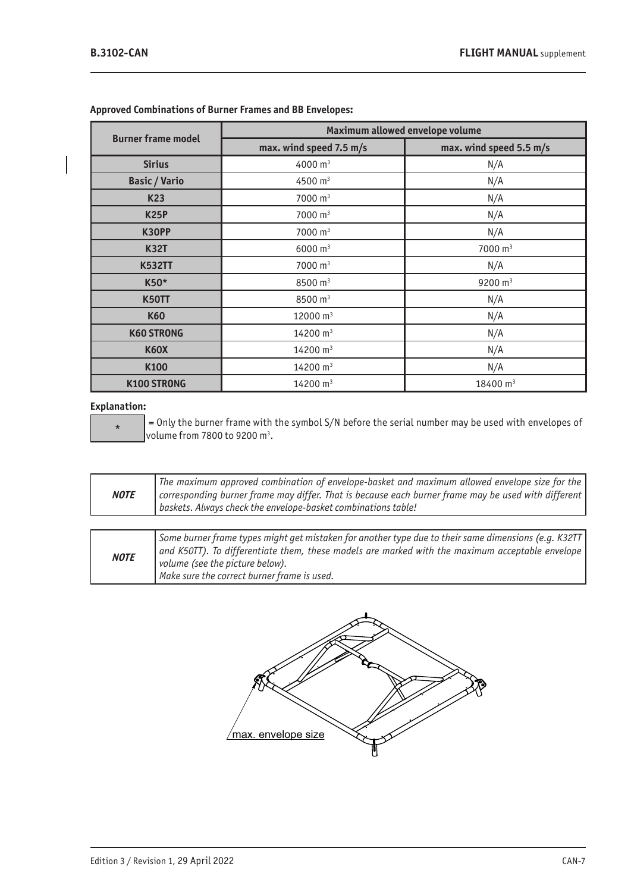**Approved Combinations of Burner Frames and BB Envelopes:**

| Burner frame model | Maximum allowed envelope volume | |
|---|---|---|
| | max. wind speed 7.5 m/s | max. wind speed 5.5 m/s |
| **Sirius** | 4000 $m^3$ | N/A |
| **Basic / Vario** | 4500 $m^3$ | N/A |
| **K23** | 7000 $m^3$ | N/A |
| **K25P** | 7000 $m^3$ | N/A |
| **K30PP** | 7000 $m^3$ | N/A |
| **K32T** | 6000 $m^3$ | 7000 $m^3$ |
| **K532TT** | 7000 $m^3$ | N/A |
| **K50*** | 8500 $m^3$ | 9200 $m^3$ |
| **K50TT** | 8500 $m^3$ | N/A |
| **K60** | 12000 $m^3$ | N/A |
| **K60 STRONG** | 14200 $m^3$ | N/A |
| **K60X** | 14200 $m^3$ | N/A |
| **K100** | 14200 $m^3$ | N/A |
| **K100 STRONG** | 14200 $m^3$ | 18400 $m^3$ |

**Explanation:**

| * | = Only the burner frame with the symbol S/N before the serial number may be used with envelopes of volume from 7800 to 9200 $m^3$. |
|---|---|

| ***NOTE*** | *The maximum approved combination of envelope-basket and maximum allowed envelope size for the corresponding burner frame may differ. That is because each burner frame may be used with different baskets. Always check the envelope-basket combinations table!* |
|---|---|

| ***NOTE*** | *Some burner frame types might get mistaken for another type due to their same dimensions (e.g. K32TT and K50TT). To differentiate them, these models are marked with the maximum acceptable envelope volume (see the picture below).* *Make sure the correct burner frame is used.* |
|---|---|

max. envelope size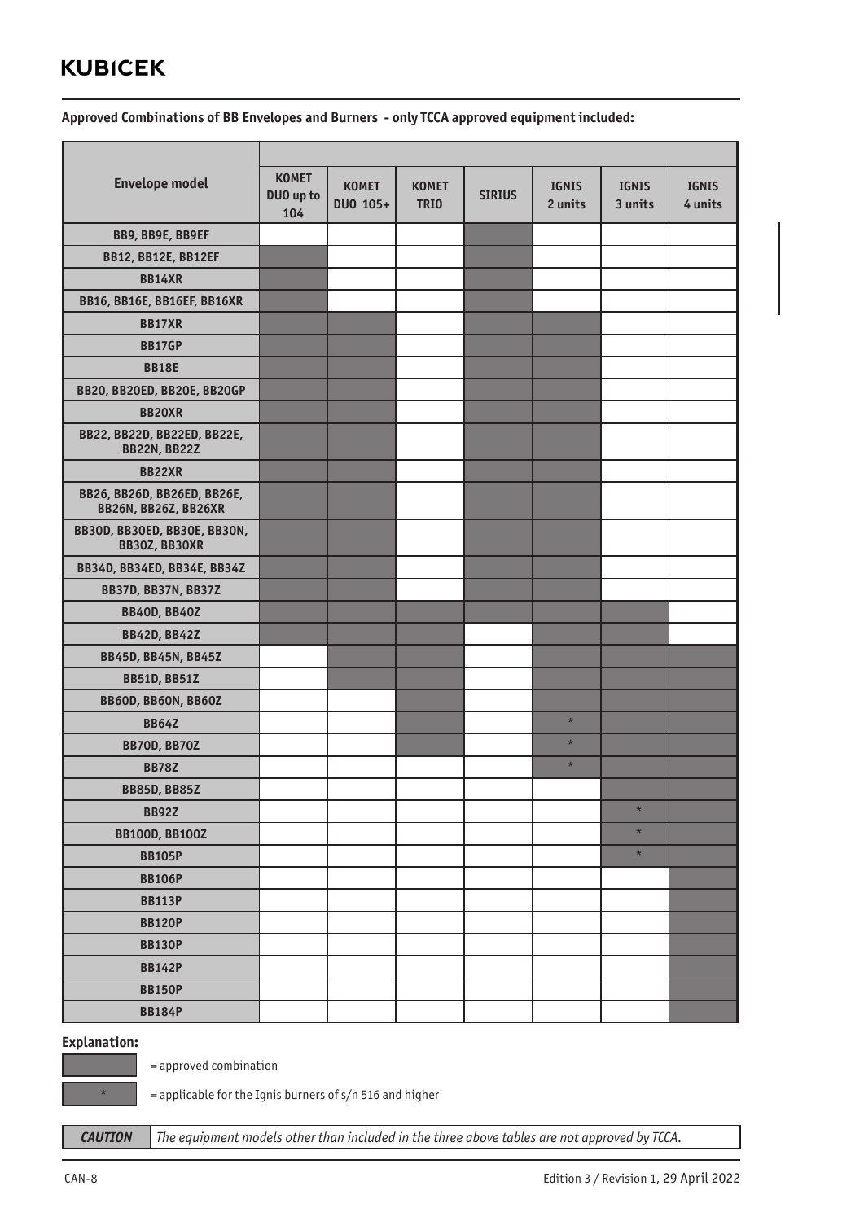**Approved Combinations of BB Envelopes and Burners - only TCCA approved equipment included:**

| Envelope model | KOMET DUO up to 104 | KOMET DUO 105+ | KOMET TRIO | SIRIUS | IGNIS 2 units | IGNIS 3 units | IGNIS 4 units |
|---|---|---|---|---|---|---|---|
| BB9, BB9E, BB9EF | | | | ■ | | | |
| BB12, BB12E, BB12EF | ■ | | | ■ | | | |
| BB14XR | ■ | | | ■ | | | |
| BB16, BB16E, BB16EF, BB16XR | ■ | | | ■ | | | |
| BB17XR | ■ | ■ | | ■ | ■ | | |
| BB17GP | ■ | ■ | | ■ | ■ | | |
| BB18E | ■ | ■ | | ■ | ■ | | |
| BB20, BB20ED, BB20E, BB20GP | ■ | ■ | | ■ | ■ | | |
| BB20XR | ■ | ■ | | ■ | ■ | | |
| BB22, BB22D, BB22ED, BB22E, BB22N, BB22Z | ■ | ■ | | ■ | ■ | | |
| BB22XR | ■ | ■ | | ■ | ■ | | |
| BB26, BB26D, BB26ED, BB26E, BB26N, BB26Z, BB26XR | ■ | ■ | | ■ | ■ | | |
| BB30D, BB30ED, BB30E, BB30N, BB30Z, BB30XR | ■ | ■ | | ■ | ■ | | |
| BB34D, BB34ED, BB34E, BB34Z | ■ | ■ | | ■ | ■ | | |
| BB37D, BB37N, BB37Z | ■ | ■ | | ■ | ■ | | |
| BB40D, BB40Z | ■ | ■ | ■ | ■ | ■ | ■ | |
| BB42D, BB42Z | ■ | ■ | ■ | | ■ | ■ | |
| BB45D, BB45N, BB45Z | | ■ | ■ | | ■ | ■ | ■ |
| BB51D, BB51Z | | ■ | ■ | | ■ | ■ | ■ |
| BB60D, BB60N, BB60Z | | | ■ | | ■ | ■ | ■ |
| BB64Z | | | ■ | | ■ * | ■ | ■ |
| BB70D, BB70Z | | | ■ | | ■ * | ■ | ■ |
| BB78Z | | | | | ■ * | ■ | ■ |
| BB85D, BB85Z | | | | | | ■ | ■ |
| BB92Z | | | | | | ■ * | ■ |
| BB100D, BB100Z | | | | | | ■ * | ■ |
| BB105P | | | | | | ■ * | ■ |
| BB106P | | | | | | | ■ |
| BB113P | | | | | | | ■ |
| BB120P | | | | | | | ■ |
| BB130P | | | | | | | ■ |
| BB142P | | | | | | | ■ |
| BB150P | | | | | | | ■ |
| BB184P | | | | | | | ■ |

**Explanation:**

■ = approved combination

■ * = applicable for the Ignis burners of s/n 516 and higher

| *CAUTION* | *The equipment models other than included in the three above tables are not approved by TCCA.* |
|---|---|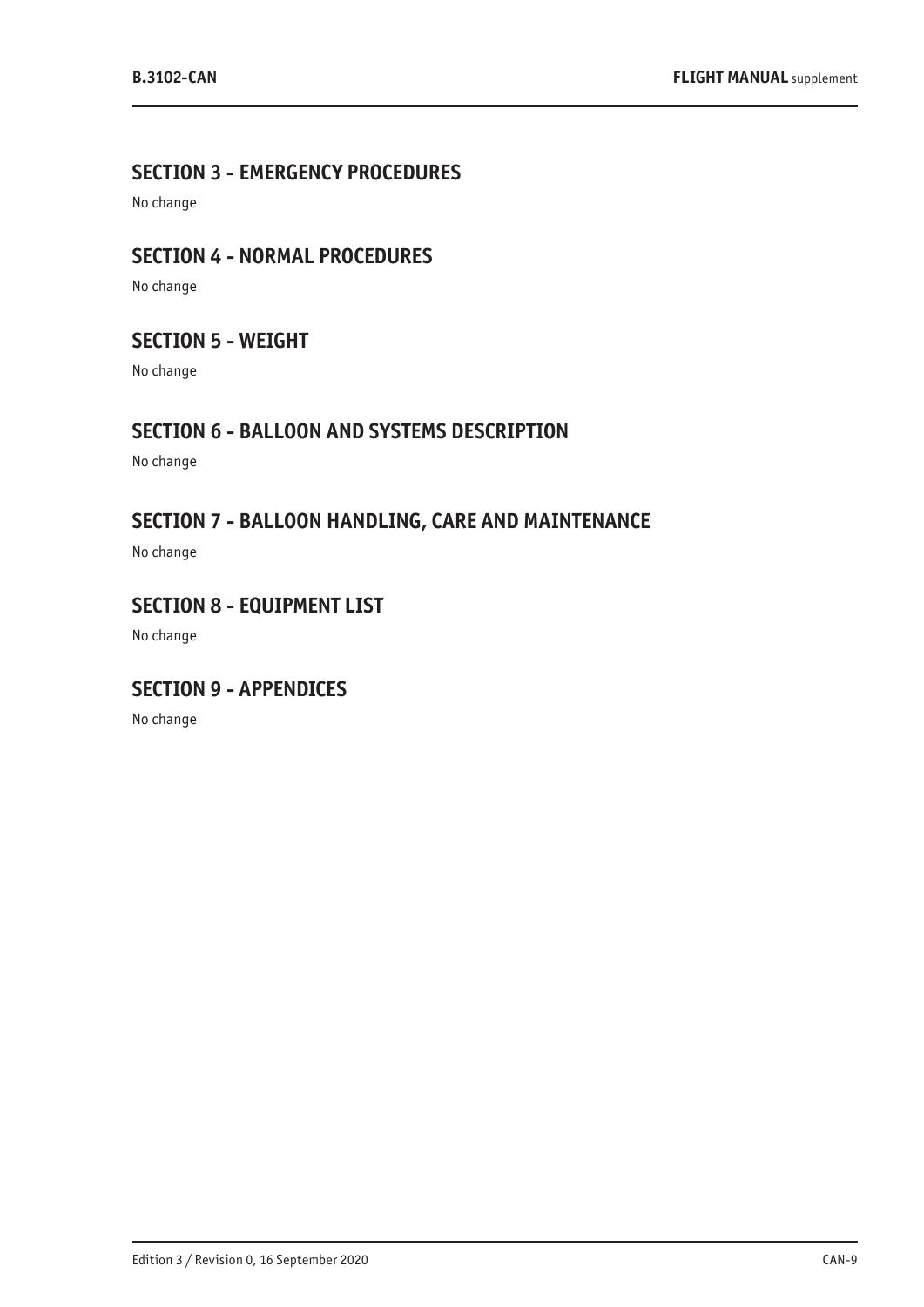## SECTION 3 - EMERGENCY PROCEDURES

No change

## SECTION 4 - NORMAL PROCEDURES

No change

## SECTION 5 - WEIGHT

No change

## SECTION 6 - BALLOON AND SYSTEMS DESCRIPTION

No change

## SECTION 7 - BALLOON HANDLING, CARE AND MAINTENANCE

No change

## SECTION 8 - EQUIPMENT LIST

No change

## SECTION 9 - APPENDICES

No change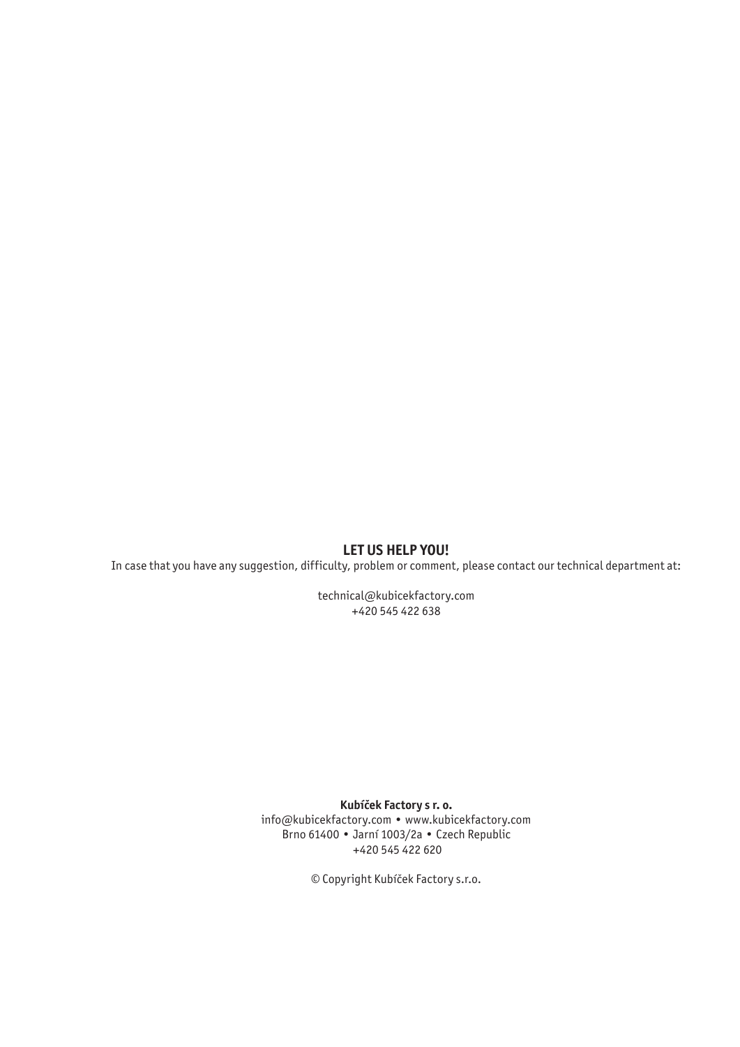**LET US HELP YOU!**

In case that you have any suggestion, difficulty, problem or comment, please contact our technical department at:

technical@kubicekfactory.com
+420 545 422 638

**Kubíček Factory s r. o.**
info@kubicekfactory.com • www.kubicekfactory.com
Brno 61400 • Jarní 1003/2a • Czech Republic
+420 545 422 620

© Copyright Kubíček Factory s.r.o.